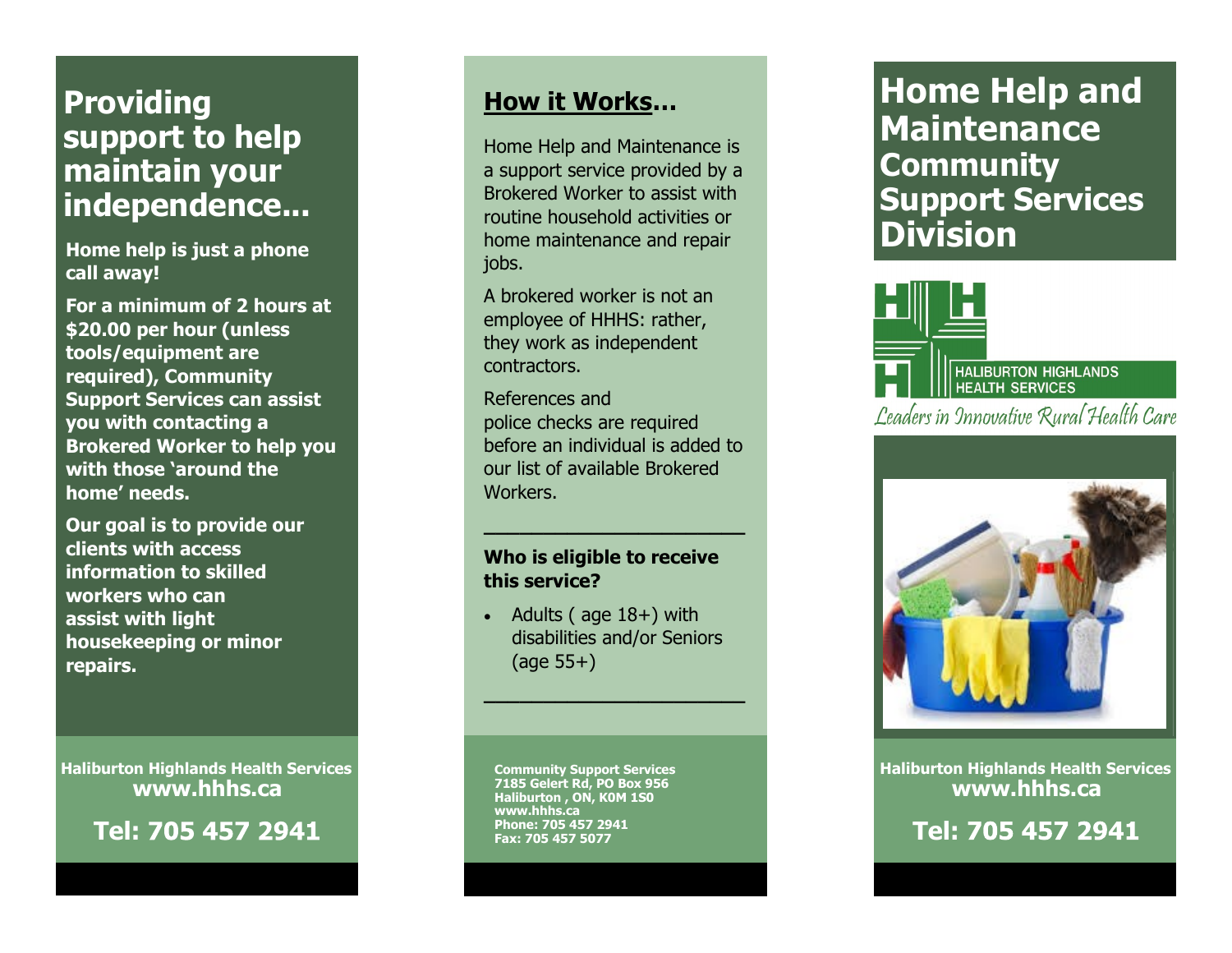# Providing support to help maintain your independence...

**Home help is just a phone call away!**

**For a minimum of 2 hours at $20.00 per hour (unless tools/equipment are required), Community Support Services can assist you with contacting a Brokered Worker to help you with those 'around the home' needs.**

**Our goal is to provide our clients with access information to skilled workers who can assist with light housekeeping or minor repairs.**

**Haliburton Highlands Health Services**
**www.hhhs.ca**

**Tel: 705 457 2941**

## How it Works...

Home Help and Maintenance is a support service provided by a Brokered Worker to assist with routine household activities or home maintenance and repair jobs.

A brokered worker is not an employee of HHHS: rather, they work as independent contractors.

References and police checks are required before an individual is added to our list of available Brokered Workers.

---

**Who is eligible to receive this service?**

- Adults ( age 18+) with disabilities and/or Seniors (age 55+)

---

**Community Support Services**
**7185 Gelert Rd, PO Box 956**
**Haliburton , ON, K0M 1S0**
**www.hhhs.ca**
**Phone: 705 457 2941**
**Fax: 705 457 5077**

# Home Help and Maintenance Community Support Services Division

HALIBURTON HIGHLANDS HEALTH SERVICES

*Leaders in Innovative Rural Health Care*

**Haliburton Highlands Health Services**
**www.hhhs.ca**

**Tel: 705 457 2941**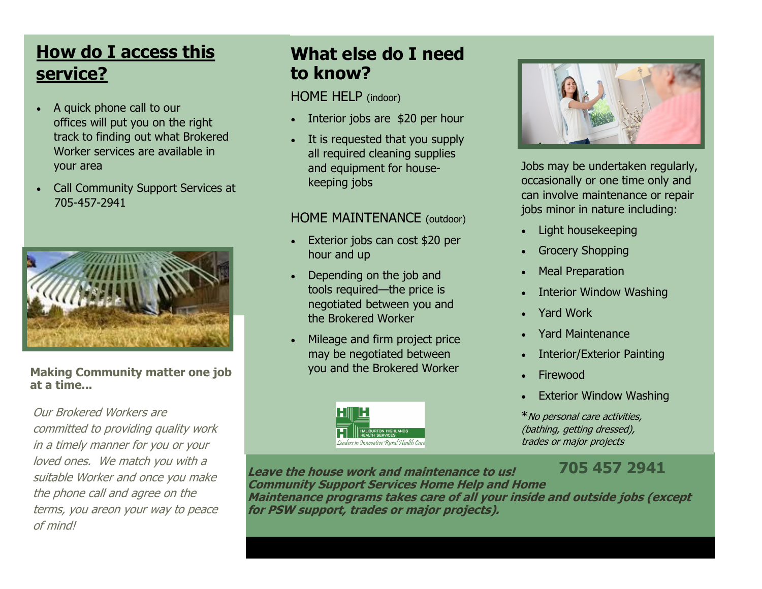## How do I access this service?

- A quick phone call to our offices will put you on the right track to finding out what Brokered Worker services are available in your area
- Call Community Support Services at 705-457-2941

**Making Community matter one job at a time...**

*Our Brokered Workers are committed to providing quality work in a timely manner for you or your loved ones. We match you with a suitable Worker and once you make the phone call and agree on the terms, you areon your way to peace of mind!*

## What else do I need to know?

HOME HELP (indoor)

- Interior jobs are $20 per hour
- It is requested that you supply all required cleaning supplies and equipment for house-keeping jobs

HOME MAINTENANCE (outdoor)

- Exterior jobs can cost $20 per hour and up
- Depending on the job and tools required—the price is negotiated between you and the Brokered Worker
- Mileage and firm project price may be negotiated between you and the Brokered Worker

HALIBURTON HIGHLANDS HEALTH SERVICES

*Leaders in Innovative Rural Health Care*

Jobs may be undertaken regularly, occasionally or one time only and can involve maintenance or repair jobs minor in nature including:

- Light housekeeping
- Grocery Shopping
- Meal Preparation
- Interior Window Washing
- Yard Work
- Yard Maintenance
- Interior/Exterior Painting
- Firewood
- Exterior Window Washing

**No personal care activities, (bathing, getting dressed), trades or major projects*

***Leave the house work and maintenance to us! Community Support Services Home Help and Home Maintenance programs takes care of all your inside and outside jobs (except for PSW support, trades or major projects).***

**705 457 2941**